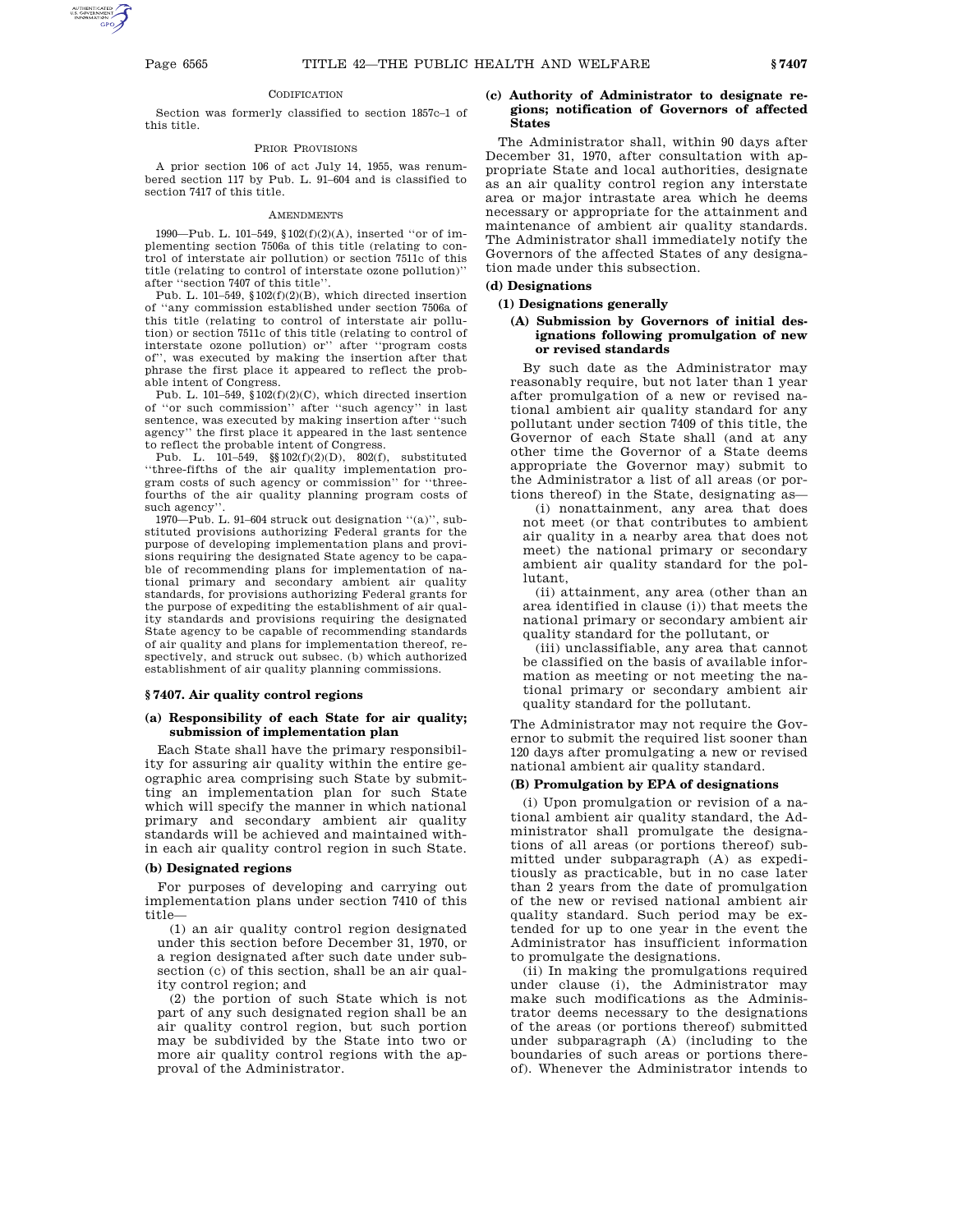CODIFICATION

Section was formerly classified to section 1857c–1 of this title.

PRIOR PROVISIONS

A prior section 106 of act July 14, 1955, was renumbered section 117 by Pub. L. 91–604 and is classified to section 7417 of this title.

AMENDMENTS

1990—Pub. L. 101–549, §102(f)(2)(A), inserted ''or of implementing section 7506a of this title (relating to control of interstate air pollution) or section 7511c of this title (relating to control of interstate ozone pollution)'' after ''section 7407 of this title''.

Pub. L. 101–549, §102(f)(2)(B), which directed insertion of ''any commission established under section 7506a of this title (relating to control of interstate air pollution) or section 7511c of this title (relating to control of interstate ozone pollution) or'' after ''program costs of'', was executed by making the insertion after that phrase the first place it appeared to reflect the probable intent of Congress.

Pub. L. 101–549, §102(f)(2)(C), which directed insertion of ''or such commission'' after ''such agency'' in last sentence, was executed by making insertion after ''such agency'' the first place it appeared in the last sentence to reflect the probable intent of Congress.

Pub. L. 101–549, §§102(f)(2)(D), 802(f), substituted ''three-fifths of the air quality implementation program costs of such agency or commission'' for ''three-fourths of the air quality planning program costs of such agency''.

1970—Pub. L. 91–604 struck out designation ''(a)'', substituted provisions authorizing Federal grants for the purpose of developing implementation plans and provisions requiring the designated State agency to be capable of recommending plans for implementation of national primary and secondary ambient air quality standards, for provisions authorizing Federal grants for the purpose of expediting the establishment of air quality standards and provisions requiring the designated State agency to be capable of recommending standards of air quality and plans for implementation thereof, respectively, and struck out subsec. (b) which authorized establishment of air quality planning commissions.

## § 7407. Air quality control regions

### (a) Responsibility of each State for air quality; submission of implementation plan

Each State shall have the primary responsibility for assuring air quality within the entire geographic area comprising such State by submitting an implementation plan for such State which will specify the manner in which national primary and secondary ambient air quality standards will be achieved and maintained within each air quality control region in such State.

### (b) Designated regions

For purposes of developing and carrying out implementation plans under section 7410 of this title—

(1) an air quality control region designated under this section before December 31, 1970, or a region designated after such date under subsection (c) of this section, shall be an air quality control region; and

(2) the portion of such State which is not part of any such designated region shall be an air quality control region, but such portion may be subdivided by the State into two or more air quality control regions with the approval of the Administrator.

### (c) Authority of Administrator to designate regions; notification of Governors of affected States

The Administrator shall, within 90 days after December 31, 1970, after consultation with appropriate State and local authorities, designate as an air quality control region any interstate area or major intrastate area which he deems necessary or appropriate for the attainment and maintenance of ambient air quality standards. The Administrator shall immediately notify the Governors of the affected States of any designation made under this subsection.

### (d) Designations

#### (1) Designations generally

##### (A) Submission by Governors of initial designations following promulgation of new or revised standards

By such date as the Administrator may reasonably require, but not later than 1 year after promulgation of a new or revised national ambient air quality standard for any pollutant under section 7409 of this title, the Governor of each State shall (and at any other time the Governor of a State deems appropriate the Governor may) submit to the Administrator a list of all areas (or portions thereof) in the State, designating as—

(i) nonattainment, any area that does not meet (or that contributes to ambient air quality in a nearby area that does not meet) the national primary or secondary ambient air quality standard for the pollutant,

(ii) attainment, any area (other than an area identified in clause (i)) that meets the national primary or secondary ambient air quality standard for the pollutant, or

(iii) unclassifiable, any area that cannot be classified on the basis of available information as meeting or not meeting the national primary or secondary ambient air quality standard for the pollutant.

The Administrator may not require the Governor to submit the required list sooner than 120 days after promulgating a new or revised national ambient air quality standard.

##### (B) Promulgation by EPA of designations

(i) Upon promulgation or revision of a national ambient air quality standard, the Administrator shall promulgate the designations of all areas (or portions thereof) submitted under subparagraph (A) as expeditiously as practicable, but in no case later than 2 years from the date of promulgation of the new or revised national ambient air quality standard. Such period may be extended for up to one year in the event the Administrator has insufficient information to promulgate the designations.

(ii) In making the promulgations required under clause (i), the Administrator may make such modifications as the Administrator deems necessary to the designations of the areas (or portions thereof) submitted under subparagraph (A) (including to the boundaries of such areas or portions thereof). Whenever the Administrator intends to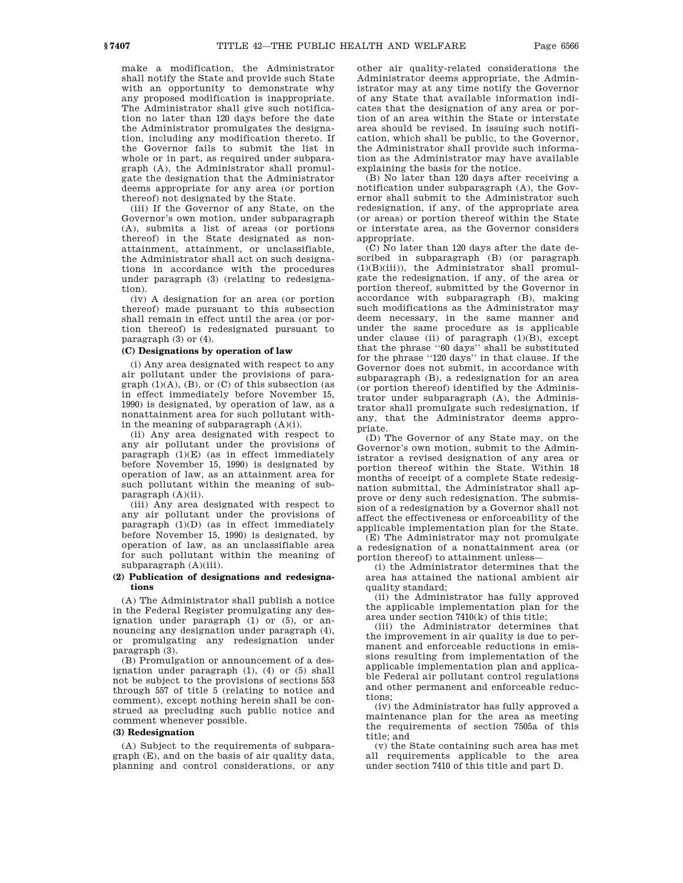make a modification, the Administrator shall notify the State and provide such State with an opportunity to demonstrate why any proposed modification is inappropriate. The Administrator shall give such notification no later than 120 days before the date the Administrator promulgates the designation, including any modification thereto. If the Governor fails to submit the list in whole or in part, as required under subparagraph (A), the Administrator shall promulgate the designation that the Administrator deems appropriate for any area (or portion thereof) not designated by the State.

(iii) If the Governor of any State, on the Governor's own motion, under subparagraph (A), submits a list of areas (or portions thereof) in the State designated as nonattainment, attainment, or unclassifiable, the Administrator shall act on such designations in accordance with the procedures under paragraph (3) (relating to redesignation).

(iv) A designation for an area (or portion thereof) made pursuant to this subsection shall remain in effect until the area (or portion thereof) is redesignated pursuant to paragraph (3) or (4).

**(C) Designations by operation of law**

(i) Any area designated with respect to any air pollutant under the provisions of paragraph (1)(A), (B), or (C) of this subsection (as in effect immediately before November 15, 1990) is designated, by operation of law, as a nonattainment area for such pollutant within the meaning of subparagraph (A)(i).

(ii) Any area designated with respect to any air pollutant under the provisions of paragraph (1)(E) (as in effect immediately before November 15, 1990) is designated by operation of law, as an attainment area for such pollutant within the meaning of subparagraph (A)(ii).

(iii) Any area designated with respect to any air pollutant under the provisions of paragraph (1)(D) (as in effect immediately before November 15, 1990) is designated, by operation of law, as an unclassifiable area for such pollutant within the meaning of subparagraph (A)(iii).

**(2) Publication of designations and redesignations**

(A) The Administrator shall publish a notice in the Federal Register promulgating any designation under paragraph (1) or (5), or announcing any designation under paragraph (4), or promulgating any redesignation under paragraph (3).

(B) Promulgation or announcement of a designation under paragraph (1), (4) or (5) shall not be subject to the provisions of sections 553 through 557 of title 5 (relating to notice and comment), except nothing herein shall be construed as precluding such public notice and comment whenever possible.

**(3) Redesignation**

(A) Subject to the requirements of subparagraph (E), and on the basis of air quality data, planning and control considerations, or any other air quality-related considerations the Administrator deems appropriate, the Administrator may at any time notify the Governor of any State that available information indicates that the designation of any area or portion of an area within the State or interstate area should be revised. In issuing such notification, which shall be public, to the Governor, the Administrator shall provide such information as the Administrator may have available explaining the basis for the notice.

(B) No later than 120 days after receiving a notification under subparagraph (A), the Governor shall submit to the Administrator such redesignation, if any, of the appropriate area (or areas) or portion thereof within the State or interstate area, as the Governor considers appropriate.

(C) No later than 120 days after the date described in subparagraph (B) (or paragraph (1)(B)(iii)), the Administrator shall promulgate the redesignation, if any, of the area or portion thereof, submitted by the Governor in accordance with subparagraph (B), making such modifications as the Administrator may deem necessary, in the same manner and under the same procedure as is applicable under clause (ii) of paragraph (1)(B), except that the phrase ''60 days'' shall be substituted for the phrase ''120 days'' in that clause. If the Governor does not submit, in accordance with subparagraph (B), a redesignation for an area (or portion thereof) identified by the Administrator under subparagraph (A), the Administrator shall promulgate such redesignation, if any, that the Administrator deems appropriate.

(D) The Governor of any State may, on the Governor's own motion, submit to the Administrator a revised designation of any area or portion thereof within the State. Within 18 months of receipt of a complete State redesignation submittal, the Administrator shall approve or deny such redesignation. The submission of a redesignation by a Governor shall not affect the effectiveness or enforceability of the applicable implementation plan for the State.

(E) The Administrator may not promulgate a redesignation of a nonattainment area (or portion thereof) to attainment unless—

(i) the Administrator determines that the area has attained the national ambient air quality standard;

(ii) the Administrator has fully approved the applicable implementation plan for the area under section 7410(k) of this title;

(iii) the Administrator determines that the improvement in air quality is due to permanent and enforceable reductions in emissions resulting from implementation of the applicable implementation plan and applicable Federal air pollutant control regulations and other permanent and enforceable reductions;

(iv) the Administrator has fully approved a maintenance plan for the area as meeting the requirements of section 7505a of this title; and

(v) the State containing such area has met all requirements applicable to the area under section 7410 of this title and part D.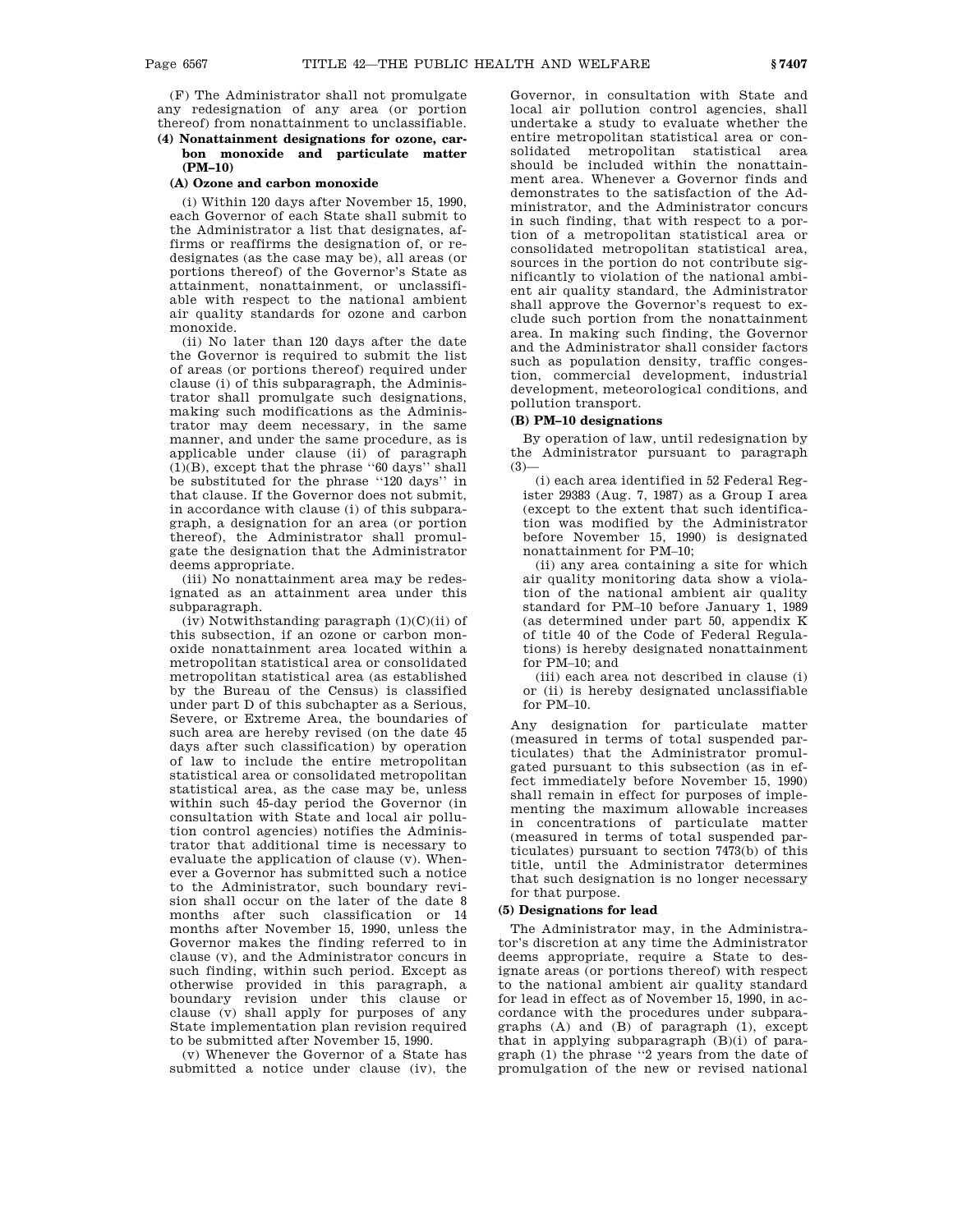(F) The Administrator shall not promulgate any redesignation of any area (or portion thereof) from nonattainment to unclassifiable.

**(4) Nonattainment designations for ozone, carbon monoxide and particulate matter (PM–10)**

**(A) Ozone and carbon monoxide**

(i) Within 120 days after November 15, 1990, each Governor of each State shall submit to the Administrator a list that designates, affirms or reaffirms the designation of, or redesignates (as the case may be), all areas (or portions thereof) of the Governor's State as attainment, nonattainment, or unclassifiable with respect to the national ambient air quality standards for ozone and carbon monoxide.

(ii) No later than 120 days after the date the Governor is required to submit the list of areas (or portions thereof) required under clause (i) of this subparagraph, the Administrator shall promulgate such designations, making such modifications as the Administrator may deem necessary, in the same manner, and under the same procedure, as is applicable under clause (ii) of paragraph (1)(B), except that the phrase "60 days" shall be substituted for the phrase "120 days" in that clause. If the Governor does not submit, in accordance with clause (i) of this subparagraph, a designation for an area (or portion thereof), the Administrator shall promulgate the designation that the Administrator deems appropriate.

(iii) No nonattainment area may be redesignated as an attainment area under this subparagraph.

(iv) Notwithstanding paragraph (1)(C)(ii) of this subsection, if an ozone or carbon monoxide nonattainment area located within a metropolitan statistical area or consolidated metropolitan statistical area (as established by the Bureau of the Census) is classified under part D of this subchapter as a Serious, Severe, or Extreme Area, the boundaries of such area are hereby revised (on the date 45 days after such classification) by operation of law to include the entire metropolitan statistical area or consolidated metropolitan statistical area, as the case may be, unless within such 45-day period the Governor (in consultation with State and local air pollution control agencies) notifies the Administrator that additional time is necessary to evaluate the application of clause (v). Whenever a Governor has submitted such a notice to the Administrator, such boundary revision shall occur on the later of the date 8 months after such classification or 14 months after November 15, 1990, unless the Governor makes the finding referred to in clause (v), and the Administrator concurs in such finding, within such period. Except as otherwise provided in this paragraph, a boundary revision under this clause or clause (v) shall apply for purposes of any State implementation plan revision required to be submitted after November 15, 1990.

(v) Whenever the Governor of a State has submitted a notice under clause (iv), the Governor, in consultation with State and local air pollution control agencies, shall undertake a study to evaluate whether the entire metropolitan statistical area or consolidated metropolitan statistical area should be included within the nonattainment area. Whenever a Governor finds and demonstrates to the satisfaction of the Administrator, and the Administrator concurs in such finding, that with respect to a portion of a metropolitan statistical area or consolidated metropolitan statistical area, sources in the portion do not contribute significantly to violation of the national ambient air quality standard, the Administrator shall approve the Governor's request to exclude such portion from the nonattainment area. In making such finding, the Governor and the Administrator shall consider factors such as population density, traffic congestion, commercial development, industrial development, meteorological conditions, and pollution transport.

**(B) PM–10 designations**

By operation of law, until redesignation by the Administrator pursuant to paragraph (3)—

(i) each area identified in 52 Federal Register 29383 (Aug. 7, 1987) as a Group I area (except to the extent that such identification was modified by the Administrator before November 15, 1990) is designated nonattainment for PM–10;

(ii) any area containing a site for which air quality monitoring data show a violation of the national ambient air quality standard for PM–10 before January 1, 1989 (as determined under part 50, appendix K of title 40 of the Code of Federal Regulations) is hereby designated nonattainment for PM–10; and

(iii) each area not described in clause (i) or (ii) is hereby designated unclassifiable for PM–10.

Any designation for particulate matter (measured in terms of total suspended particulates) that the Administrator promulgated pursuant to this subsection (as in effect immediately before November 15, 1990) shall remain in effect for purposes of implementing the maximum allowable increases in concentrations of particulate matter (measured in terms of total suspended particulates) pursuant to section 7473(b) of this title, until the Administrator determines that such designation is no longer necessary for that purpose.

**(5) Designations for lead**

The Administrator may, in the Administrator's discretion at any time the Administrator deems appropriate, require a State to designate areas (or portions thereof) with respect to the national ambient air quality standard for lead in effect as of November 15, 1990, in accordance with the procedures under subparagraphs (A) and (B) of paragraph (1), except that in applying subparagraph (B)(i) of paragraph (1) the phrase "2 years from the date of promulgation of the new or revised national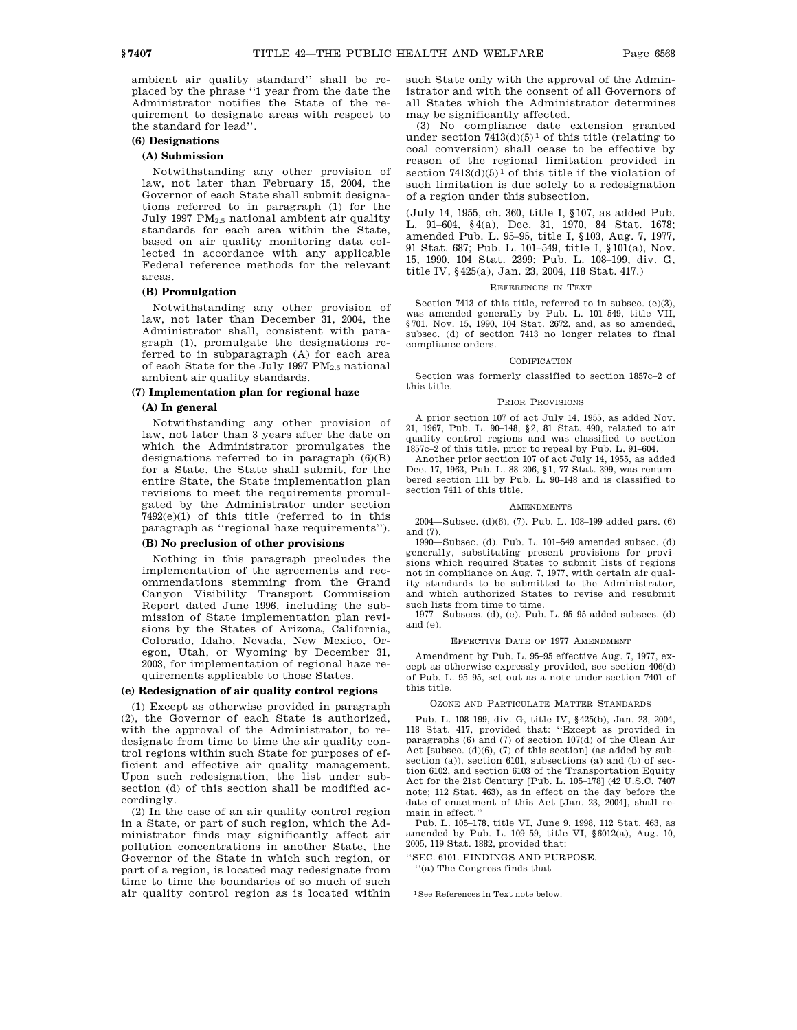ambient air quality standard'' shall be replaced by the phrase ''1 year from the date the Administrator notifies the State of the requirement to designate areas with respect to the standard for lead''.

**(6) Designations**

**(A) Submission**

Notwithstanding any other provision of law, not later than February 15, 2004, the Governor of each State shall submit designations referred to in paragraph (1) for the July 1997 $PM_{2.5}$ national ambient air quality standards for each area within the State, based on air quality monitoring data collected in accordance with any applicable Federal reference methods for the relevant areas.

**(B) Promulgation**

Notwithstanding any other provision of law, not later than December 31, 2004, the Administrator shall, consistent with paragraph (1), promulgate the designations referred to in subparagraph (A) for each area of each State for the July 1997 $PM_{2.5}$ national ambient air quality standards.

**(7) Implementation plan for regional haze**

**(A) In general**

Notwithstanding any other provision of law, not later than 3 years after the date on which the Administrator promulgates the designations referred to in paragraph (6)(B) for a State, the State shall submit, for the entire State, the State implementation plan revisions to meet the requirements promulgated by the Administrator under section 7492(e)(1) of this title (referred to in this paragraph as ''regional haze requirements'').

**(B) No preclusion of other provisions**

Nothing in this paragraph precludes the implementation of the agreements and recommendations stemming from the Grand Canyon Visibility Transport Commission Report dated June 1996, including the submission of State implementation plan revisions by the States of Arizona, California, Colorado, Idaho, Nevada, New Mexico, Oregon, Utah, or Wyoming by December 31, 2003, for implementation of regional haze requirements applicable to those States.

**(e) Redesignation of air quality control regions**

(1) Except as otherwise provided in paragraph (2), the Governor of each State is authorized, with the approval of the Administrator, to redesignate from time to time the air quality control regions within such State for purposes of efficient and effective air quality management. Upon such redesignation, the list under subsection (d) of this section shall be modified accordingly.

(2) In the case of an air quality control region in a State, or part of such region, which the Administrator finds may significantly affect air pollution concentrations in another State, the Governor of the State in which such region, or part of a region, is located may redesignate from time to time the boundaries of so much of such air quality control region as is located within such State only with the approval of the Administrator and with the consent of all Governors of all States which the Administrator determines may be significantly affected.

(3) No compliance date extension granted under section 7413(d)(5)[1] of this title (relating to coal conversion) shall cease to be effective by reason of the regional limitation provided in section 7413(d)(5)[1] of this title if the violation of such limitation is due solely to a redesignation of a region under this subsection.

(July 14, 1955, ch. 360, title I, §107, as added Pub. L. 91–604, §4(a), Dec. 31, 1970, 84 Stat. 1678; amended Pub. L. 95–95, title I, §103, Aug. 7, 1977, 91 Stat. 687; Pub. L. 101–549, title I, §101(a), Nov. 15, 1990, 104 Stat. 2399; Pub. L. 108–199, div. G, title IV, §425(a), Jan. 23, 2004, 118 Stat. 417.)

REFERENCES IN TEXT

Section 7413 of this title, referred to in subsec. (e)(3), was amended generally by Pub. L. 101–549, title VII, §701, Nov. 15, 1990, 104 Stat. 2672, and, as so amended, subsec. (d) of section 7413 no longer relates to final compliance orders.

CODIFICATION

Section was formerly classified to section 1857c–2 of this title.

PRIOR PROVISIONS

A prior section 107 of act July 14, 1955, as added Nov. 21, 1967, Pub. L. 90–148, §2, 81 Stat. 490, related to air quality control regions and was classified to section 1857c–2 of this title, prior to repeal by Pub. L. 91–604.

Another prior section 107 of act July 14, 1955, as added Dec. 17, 1963, Pub. L. 88–206, §1, 77 Stat. 399, was renumbered section 111 by Pub. L. 90–148 and is classified to section 7411 of this title.

AMENDMENTS

2004—Subsec. (d)(6), (7). Pub. L. 108–199 added pars. (6) and (7).

1990—Subsec. (d). Pub. L. 101–549 amended subsec. (d) generally, substituting present provisions for provisions which required States to submit lists of regions not in compliance on Aug. 7, 1977, with certain air quality standards to be submitted to the Administrator, and which authorized States to revise and resubmit such lists from time to time.

1977—Subsecs. (d), (e). Pub. L. 95–95 added subsecs. (d) and (e).

EFFECTIVE DATE OF 1977 AMENDMENT

Amendment by Pub. L. 95–95 effective Aug. 7, 1977, except as otherwise expressly provided, see section 406(d) of Pub. L. 95–95, set out as a note under section 7401 of this title.

OZONE AND PARTICULATE MATTER STANDARDS

Pub. L. 108–199, div. G, title IV, §425(b), Jan. 23, 2004, 118 Stat. 417, provided that: ''Except as provided in paragraphs (6) and (7) of section 107(d) of the Clean Air Act [subsec. (d)(6), (7) of this section] (as added by subsection (a)), section 6101, subsections (a) and (b) of section 6102, and section 6103 of the Transportation Equity Act for the 21st Century [Pub. L. 105–178] (42 U.S.C. 7407 note; 112 Stat. 463), as in effect on the day before the date of enactment of this Act [Jan. 23, 2004], shall remain in effect.''

Pub. L. 105–178, title VI, June 9, 1998, 112 Stat. 463, as amended by Pub. L. 109–59, title VI, §6012(a), Aug. 10, 2005, 119 Stat. 1882, provided that:

''SEC. 6101. FINDINGS AND PURPOSE.

''(a) The Congress finds that—

[1] See References in Text note below.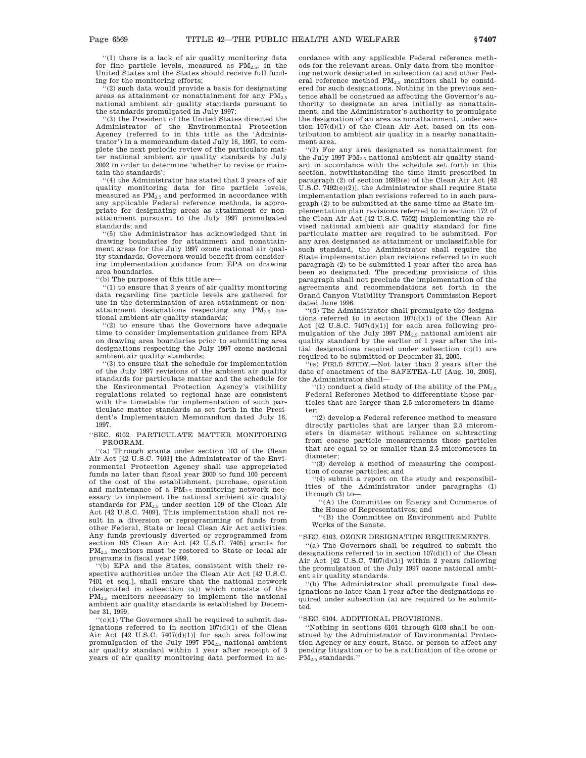"(1) there is a lack of air quality monitoring data for fine particle levels, measured as $PM_{2.5}$, in the United States and the States should receive full funding for the monitoring efforts;

"(2) such data would provide a basis for designating areas as attainment or nonattainment for any $PM_{2.5}$ national ambient air quality standards pursuant to the standards promulgated in July 1997;

"(3) the President of the United States directed the Administrator of the Environmental Protection Agency (referred to in this title as the 'Administrator') in a memorandum dated July 16, 1997, to complete the next periodic review of the particulate matter national ambient air quality standards by July 2002 in order to determine 'whether to revise or maintain the standards';

"(4) the Administrator has stated that 3 years of air quality monitoring data for fine particle levels, measured as $PM_{2.5}$ and performed in accordance with any applicable Federal reference methods, is appropriate for designating areas as attainment or nonattainment pursuant to the July 1997 promulgated standards; and

"(5) the Administrator has acknowledged that in drawing boundaries for attainment and nonattainment areas for the July 1997 ozone national air quality standards, Governors would benefit from considering implementation guidance from EPA on drawing area boundaries.

"(b) The purposes of this title are—

"(1) to ensure that 3 years of air quality monitoring data regarding fine particle levels are gathered for use in the determination of area attainment or nonattainment designations respecting any $PM_{2.5}$ national ambient air quality standards;

"(2) to ensure that the Governors have adequate time to consider implementation guidance from EPA on drawing area boundaries prior to submitting area designations respecting the July 1997 ozone national ambient air quality standards;

"(3) to ensure that the schedule for implementation of the July 1997 revisions of the ambient air quality standards for particulate matter and the schedule for the Environmental Protection Agency's visibility regulations related to regional haze are consistent with the timetable for implementation of such particulate matter standards as set forth in the President's Implementation Memorandum dated July 16, 1997.

"SEC. 6102. PARTICULATE MATTER MONITORING PROGRAM.

"(a) Through grants under section 103 of the Clean Air Act [42 U.S.C. 7403] the Administrator of the Environmental Protection Agency shall use appropriated funds no later than fiscal year 2000 to fund 100 percent of the cost of the establishment, purchase, operation and maintenance of a $PM_{2.5}$ monitoring network necessary to implement the national ambient air quality standards for $PM_{2.5}$ under section 109 of the Clean Air Act [42 U.S.C. 7409]. This implementation shall not result in a diversion or reprogramming of funds from other Federal, State or local Clean Air Act activities. Any funds previously diverted or reprogrammed from section 105 Clean Air Act [42 U.S.C. 7405] grants for $PM_{2.5}$ monitors must be restored to State or local air programs in fiscal year 1999.

"(b) EPA and the States, consistent with their respective authorities under the Clean Air Act [42 U.S.C. 7401 et seq.], shall ensure that the national network (designated in subsection (a)) which consists of the $PM_{2.5}$ monitors necessary to implement the national ambient air quality standards is established by December 31, 1999.

"(c)(1) The Governors shall be required to submit designations referred to in section 107(d)(1) of the Clean Air Act [42 U.S.C. 7407(d)(1)] for each area following promulgation of the July 1997 $PM_{2.5}$ national ambient air quality standard within 1 year after receipt of 3 years of air quality monitoring data performed in accordance with any applicable Federal reference methods for the relevant areas. Only data from the monitoring network designated in subsection (a) and other Federal reference method $PM_{2.5}$ monitors shall be considered for such designations. Nothing in the previous sentence shall be construed as affecting the Governor's authority to designate an area initially as nonattainment, and the Administrator's authority to promulgate the designation of an area as nonattainment, under section 107(d)(1) of the Clean Air Act, based on its contribution to ambient air quality in a nearby nonattainment area.

"(2) For any area designated as nonattainment for the July 1997 $PM_{2.5}$ national ambient air quality standard in accordance with the schedule set forth in this section, notwithstanding the time limit prescribed in paragraph (2) of section 169B(e) of the Clean Air Act [42 U.S.C. 7492(e)(2)], the Administrator shall require State implementation plan revisions referred to in such paragraph (2) to be submitted at the same time as State implementation plan revisions referred to in section 172 of the Clean Air Act [42 U.S.C. 7502] implementing the revised national ambient air quality standard for fine particulate matter are required to be submitted. For any area designated as attainment or unclassifiable for such standard, the Administrator shall require the State implementation plan revisions referred to in such paragraph (2) to be submitted 1 year after the area has been so designated. The preceding provisions of this paragraph shall not preclude the implementation of the agreements and recommendations set forth in the Grand Canyon Visibility Transport Commission Report dated June 1996.

"(d) The Administrator shall promulgate the designations referred to in section 107(d)(1) of the Clean Air Act [42 U.S.C. 7407(d)(1)] for each area following promulgation of the July 1997 $PM_{2.5}$ national ambient air quality standard by the earlier of 1 year after the initial designations required under subsection (c)(1) are required to be submitted or December 31, 2005.

"(e) FIELD STUDY.—Not later than 2 years after the date of enactment of the SAFETEA–LU [Aug. 10, 2005], the Administrator shall—

"(1) conduct a field study of the ability of the $PM_{2.5}$ Federal Reference Method to differentiate those particles that are larger than 2.5 micrometers in diameter;

"(2) develop a Federal reference method to measure directly particles that are larger than 2.5 micrometers in diameter without reliance on subtracting from coarse particle measurements those particles that are equal to or smaller than 2.5 micrometers in diameter;

"(3) develop a method of measuring the composition of coarse particles; and

"(4) submit a report on the study and responsibilities of the Administrator under paragraphs (1) through (3) to—

"(A) the Committee on Energy and Commerce of the House of Representatives; and

"(B) the Committee on Environment and Public Works of the Senate.

"SEC. 6103. OZONE DESIGNATION REQUIREMENTS.

"(a) The Governors shall be required to submit the designations referred to in section 107(d)(1) of the Clean Air Act [42 U.S.C. 7407(d)(1)] within 2 years following the promulgation of the July 1997 ozone national ambient air quality standards.

"(b) The Administrator shall promulgate final designations no later than 1 year after the designations required under subsection (a) are required to be submitted.

"SEC. 6104. ADDITIONAL PROVISIONS.

"Nothing in sections 6101 through 6103 shall be construed by the Administrator of Environmental Protection Agency or any court, State, or person to affect any pending litigation or to be a ratification of the ozone or $PM_{2.5}$ standards."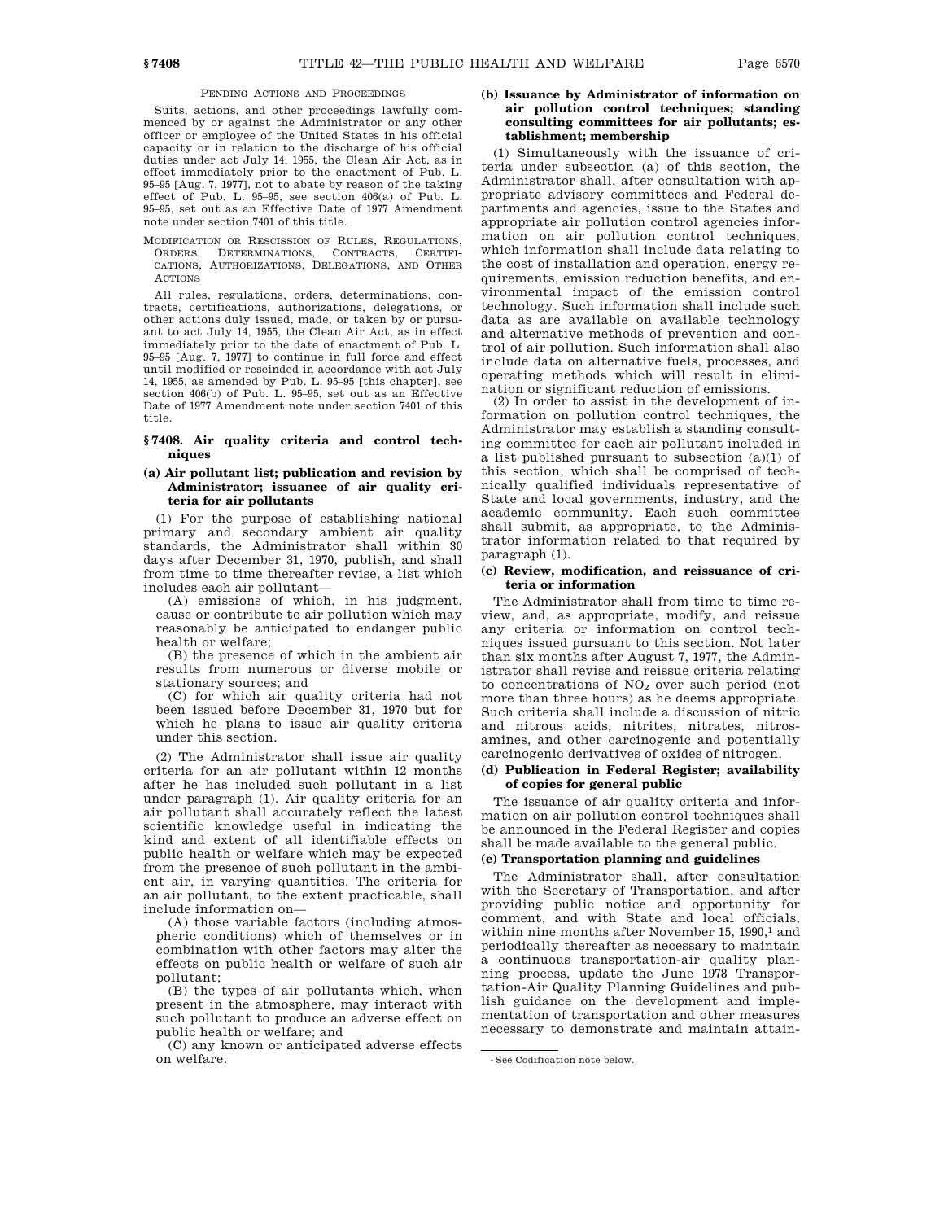PENDING ACTIONS AND PROCEEDINGS

Suits, actions, and other proceedings lawfully commenced by or against the Administrator or any other officer or employee of the United States in his official capacity or in relation to the discharge of his official duties under act July 14, 1955, the Clean Air Act, as in effect immediately prior to the enactment of Pub. L. 95–95 [Aug. 7, 1977], not to abate by reason of the taking effect of Pub. L. 95–95, see section 406(a) of Pub. L. 95–95, set out as an Effective Date of 1977 Amendment note under section 7401 of this title.

MODIFICATION OR RESCISSION OF RULES, REGULATIONS, ORDERS, DETERMINATIONS, CONTRACTS, CERTIFICATIONS, AUTHORIZATIONS, DELEGATIONS, AND OTHER ACTIONS

All rules, regulations, orders, determinations, contracts, certifications, authorizations, delegations, or other actions duly issued, made, or taken by or pursuant to act July 14, 1955, the Clean Air Act, as in effect immediately prior to the date of enactment of Pub. L. 95–95 [Aug. 7, 1977] to continue in full force and effect until modified or rescinded in accordance with act July 14, 1955, as amended by Pub. L. 95–95 [this chapter], see section 406(b) of Pub. L. 95–95, set out as an Effective Date of 1977 Amendment note under section 7401 of this title.

## § 7408. Air quality criteria and control techniques

### (a) Air pollutant list; publication and revision by Administrator; issuance of air quality criteria for air pollutants

(1) For the purpose of establishing national primary and secondary ambient air quality standards, the Administrator shall within 30 days after December 31, 1970, publish, and shall from time to time thereafter revise, a list which includes each air pollutant—

(A) emissions of which, in his judgment, cause or contribute to air pollution which may reasonably be anticipated to endanger public health or welfare;

(B) the presence of which in the ambient air results from numerous or diverse mobile or stationary sources; and

(C) for which air quality criteria had not been issued before December 31, 1970 but for which he plans to issue air quality criteria under this section.

(2) The Administrator shall issue air quality criteria for an air pollutant within 12 months after he has included such pollutant in a list under paragraph (1). Air quality criteria for an air pollutant shall accurately reflect the latest scientific knowledge useful in indicating the kind and extent of all identifiable effects on public health or welfare which may be expected from the presence of such pollutant in the ambient air, in varying quantities. The criteria for an air pollutant, to the extent practicable, shall include information on—

(A) those variable factors (including atmospheric conditions) which of themselves or in combination with other factors may alter the effects on public health or welfare of such air pollutant;

(B) the types of air pollutants which, when present in the atmosphere, may interact with such pollutant to produce an adverse effect on public health or welfare; and

(C) any known or anticipated adverse effects on welfare.

### (b) Issuance by Administrator of information on air pollution control techniques; standing consulting committees for air pollutants; establishment; membership

(1) Simultaneously with the issuance of criteria under subsection (a) of this section, the Administrator shall, after consultation with appropriate advisory committees and Federal departments and agencies, issue to the States and appropriate air pollution control agencies information on air pollution control techniques, which information shall include data relating to the cost of installation and operation, energy requirements, emission reduction benefits, and environmental impact of the emission control technology. Such information shall include such data as are available on available technology and alternative methods of prevention and control of air pollution. Such information shall also include data on alternative fuels, processes, and operating methods which will result in elimination or significant reduction of emissions.

(2) In order to assist in the development of information on pollution control techniques, the Administrator may establish a standing consulting committee for each air pollutant included in a list published pursuant to subsection (a)(1) of this section, which shall be comprised of technically qualified individuals representative of State and local governments, industry, and the academic community. Each such committee shall submit, as appropriate, to the Administrator information related to that required by paragraph (1).

### (c) Review, modification, and reissuance of criteria or information

The Administrator shall from time to time review, and, as appropriate, modify, and reissue any criteria or information on control techniques issued pursuant to this section. Not later than six months after August 7, 1977, the Administrator shall revise and reissue criteria relating to concentrations of $NO_2$ over such period (not more than three hours) as he deems appropriate. Such criteria shall include a discussion of nitric and nitrous acids, nitrites, nitrates, nitrosamines, and other carcinogenic and potentially carcinogenic derivatives of oxides of nitrogen.

### (d) Publication in Federal Register; availability of copies for general public

The issuance of air quality criteria and information on air pollution control techniques shall be announced in the Federal Register and copies shall be made available to the general public.

### (e) Transportation planning and guidelines

The Administrator shall, after consultation with the Secretary of Transportation, and after providing public notice and opportunity for comment, and with State and local officials, within nine months after November 15, 1990,[1] and periodically thereafter as necessary to maintain a continuous transportation-air quality planning process, update the June 1978 Transportation-Air Quality Planning Guidelines and publish guidance on the development and implementation of transportation and other measures necessary to demonstrate and maintain attain-

[1] See Codification note below.